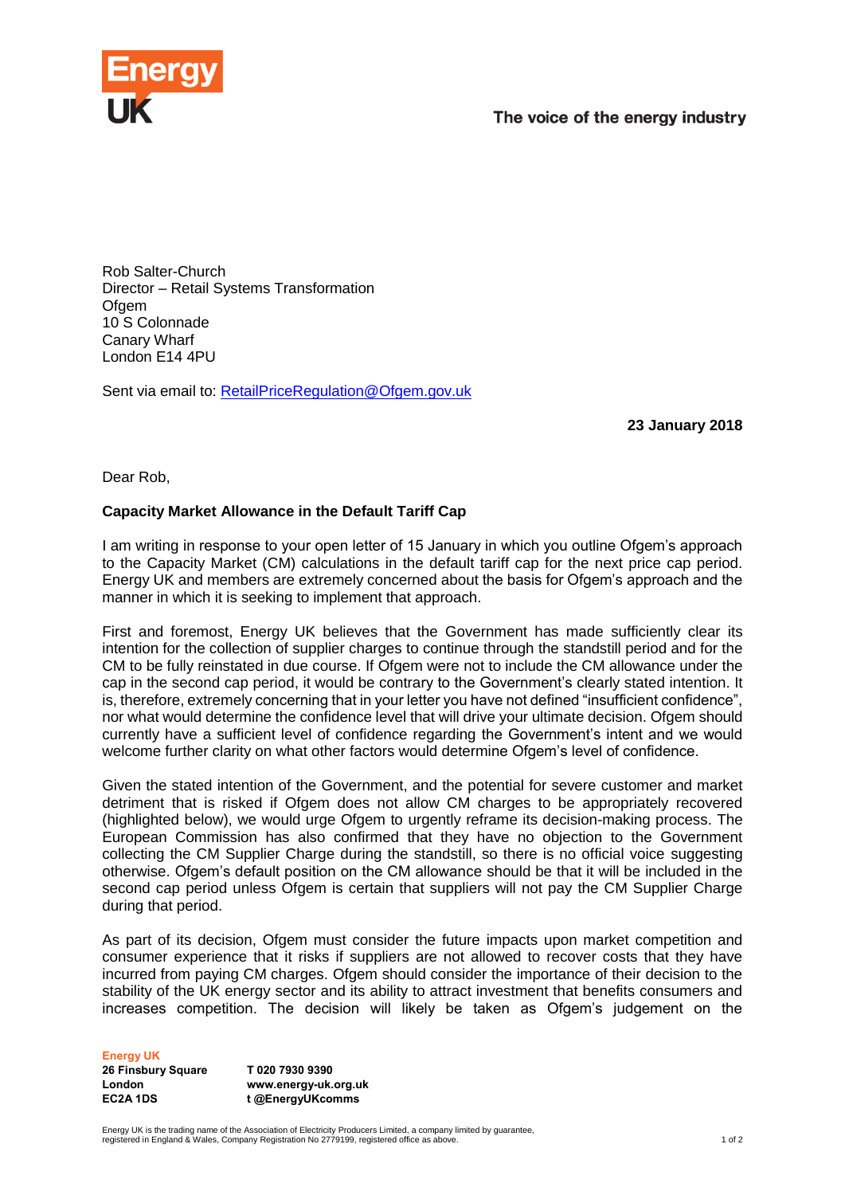Energy UK

The voice of the energy industry

Rob Salter-Church
Director – Retail Systems Transformation
Ofgem
10 S Colonnade
Canary Wharf
London E14 4PU

Sent via email to: RetailPriceRegulation@Ofgem.gov.uk

**23 January 2018**

Dear Rob,

**Capacity Market Allowance in the Default Tariff Cap**

I am writing in response to your open letter of 15 January in which you outline Ofgem's approach to the Capacity Market (CM) calculations in the default tariff cap for the next price cap period. Energy UK and members are extremely concerned about the basis for Ofgem's approach and the manner in which it is seeking to implement that approach.

First and foremost, Energy UK believes that the Government has made sufficiently clear its intention for the collection of supplier charges to continue through the standstill period and for the CM to be fully reinstated in due course. If Ofgem were not to include the CM allowance under the cap in the second cap period, it would be contrary to the Government's clearly stated intention. It is, therefore, extremely concerning that in your letter you have not defined "insufficient confidence", nor what would determine the confidence level that will drive your ultimate decision. Ofgem should currently have a sufficient level of confidence regarding the Government's intent and we would welcome further clarity on what other factors would determine Ofgem's level of confidence.

Given the stated intention of the Government, and the potential for severe customer and market detriment that is risked if Ofgem does not allow CM charges to be appropriately recovered (highlighted below), we would urge Ofgem to urgently reframe its decision-making process. The European Commission has also confirmed that they have no objection to the Government collecting the CM Supplier Charge during the standstill, so there is no official voice suggesting otherwise. Ofgem's default position on the CM allowance should be that it will be included in the second cap period unless Ofgem is certain that suppliers will not pay the CM Supplier Charge during that period.

As part of its decision, Ofgem must consider the future impacts upon market competition and consumer experience that it risks if suppliers are not allowed to recover costs that they have incurred from paying CM charges. Ofgem should consider the importance of their decision to the stability of the UK energy sector and its ability to attract investment that benefits consumers and increases competition. The decision will likely be taken as Ofgem's judgement on the

**Energy UK**
**26 Finsbury Square**
**London**
**EC2A 1DS**

**T 020 7930 9390**
**www.energy-uk.org.uk**
**t @EnergyUKcomms**

Energy UK is the trading name of the Association of Electricity Producers Limited, a company limited by guarantee, registered in England & Wales, Company Registration No 2779199, registered office as above.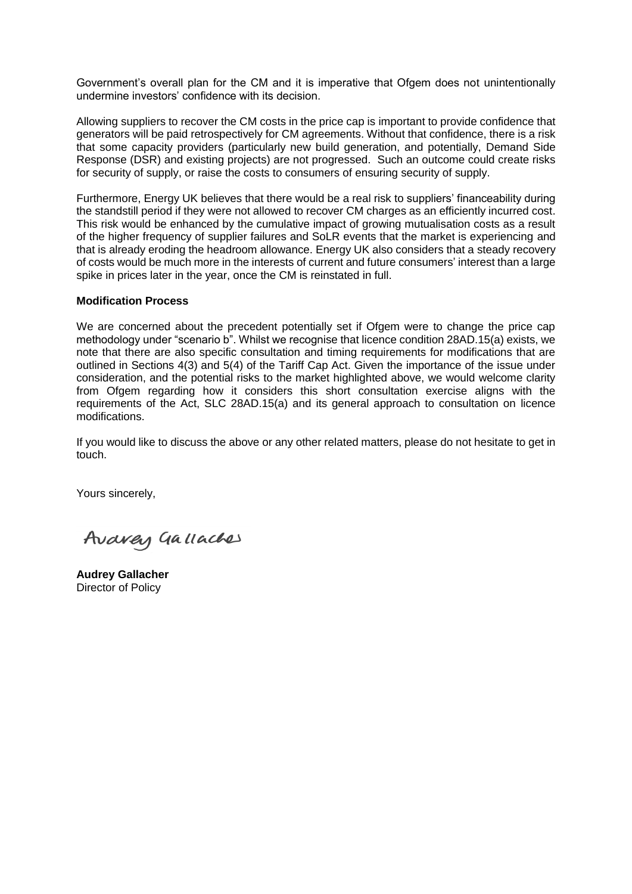Government's overall plan for the CM and it is imperative that Ofgem does not unintentionally undermine investors' confidence with its decision.

Allowing suppliers to recover the CM costs in the price cap is important to provide confidence that generators will be paid retrospectively for CM agreements. Without that confidence, there is a risk that some capacity providers (particularly new build generation, and potentially, Demand Side Response (DSR) and existing projects) are not progressed. Such an outcome could create risks for security of supply, or raise the costs to consumers of ensuring security of supply.

Furthermore, Energy UK believes that there would be a real risk to suppliers' financeability during the standstill period if they were not allowed to recover CM charges as an efficiently incurred cost. This risk would be enhanced by the cumulative impact of growing mutualisation costs as a result of the higher frequency of supplier failures and SoLR events that the market is experiencing and that is already eroding the headroom allowance. Energy UK also considers that a steady recovery of costs would be much more in the interests of current and future consumers' interest than a large spike in prices later in the year, once the CM is reinstated in full.

**Modification Process**

We are concerned about the precedent potentially set if Ofgem were to change the price cap methodology under "scenario b". Whilst we recognise that licence condition 28AD.15(a) exists, we note that there are also specific consultation and timing requirements for modifications that are outlined in Sections 4(3) and 5(4) of the Tariff Cap Act. Given the importance of the issue under consideration, and the potential risks to the market highlighted above, we would welcome clarity from Ofgem regarding how it considers this short consultation exercise aligns with the requirements of the Act, SLC 28AD.15(a) and its general approach to consultation on licence modifications.

If you would like to discuss the above or any other related matters, please do not hesitate to get in touch.

Yours sincerely,

Audrey Gallacher

**Audrey Gallacher**
Director of Policy